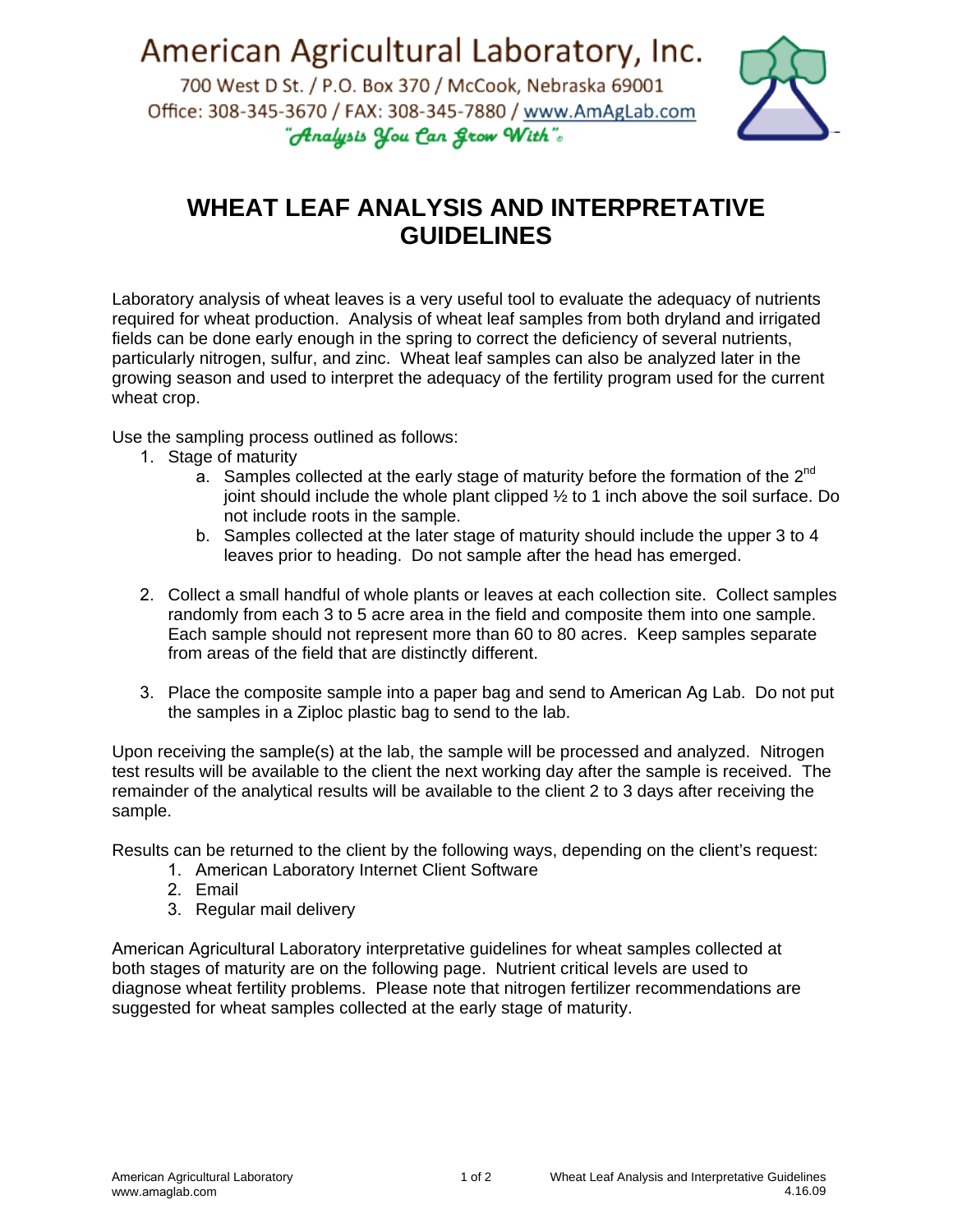American Agricultural Laboratory, Inc.

700 West D St. / P.O. Box 370 / McCook, Nebraska 69001

Office: 308-345-3670 / FAX: 308-345-7880 / www.AmAgLab.com

*"Analysis You Can Grow With"®*

# WHEAT LEAF ANALYSIS AND INTERPRETATIVE GUIDELINES

Laboratory analysis of wheat leaves is a very useful tool to evaluate the adequacy of nutrients required for wheat production. Analysis of wheat leaf samples from both dryland and irrigated fields can be done early enough in the spring to correct the deficiency of several nutrients, particularly nitrogen, sulfur, and zinc. Wheat leaf samples can also be analyzed later in the growing season and used to interpret the adequacy of the fertility program used for the current wheat crop.

Use the sampling process outlined as follows:

1. Stage of maturity
   a. Samples collected at the early stage of maturity before the formation of the 2nd joint should include the whole plant clipped ½ to 1 inch above the soil surface. Do not include roots in the sample.
   b. Samples collected at the later stage of maturity should include the upper 3 to 4 leaves prior to heading. Do not sample after the head has emerged.

2. Collect a small handful of whole plants or leaves at each collection site. Collect samples randomly from each 3 to 5 acre area in the field and composite them into one sample. Each sample should not represent more than 60 to 80 acres. Keep samples separate from areas of the field that are distinctly different.

3. Place the composite sample into a paper bag and send to American Ag Lab. Do not put the samples in a Ziploc plastic bag to send to the lab.

Upon receiving the sample(s) at the lab, the sample will be processed and analyzed. Nitrogen test results will be available to the client the next working day after the sample is received. The remainder of the analytical results will be available to the client 2 to 3 days after receiving the sample.

Results can be returned to the client by the following ways, depending on the client's request:

1. American Laboratory Internet Client Software
2. Email
3. Regular mail delivery

American Agricultural Laboratory interpretative guidelines for wheat samples collected at both stages of maturity are on the following page. Nutrient critical levels are used to diagnose wheat fertility problems. Please note that nitrogen fertilizer recommendations are suggested for wheat samples collected at the early stage of maturity.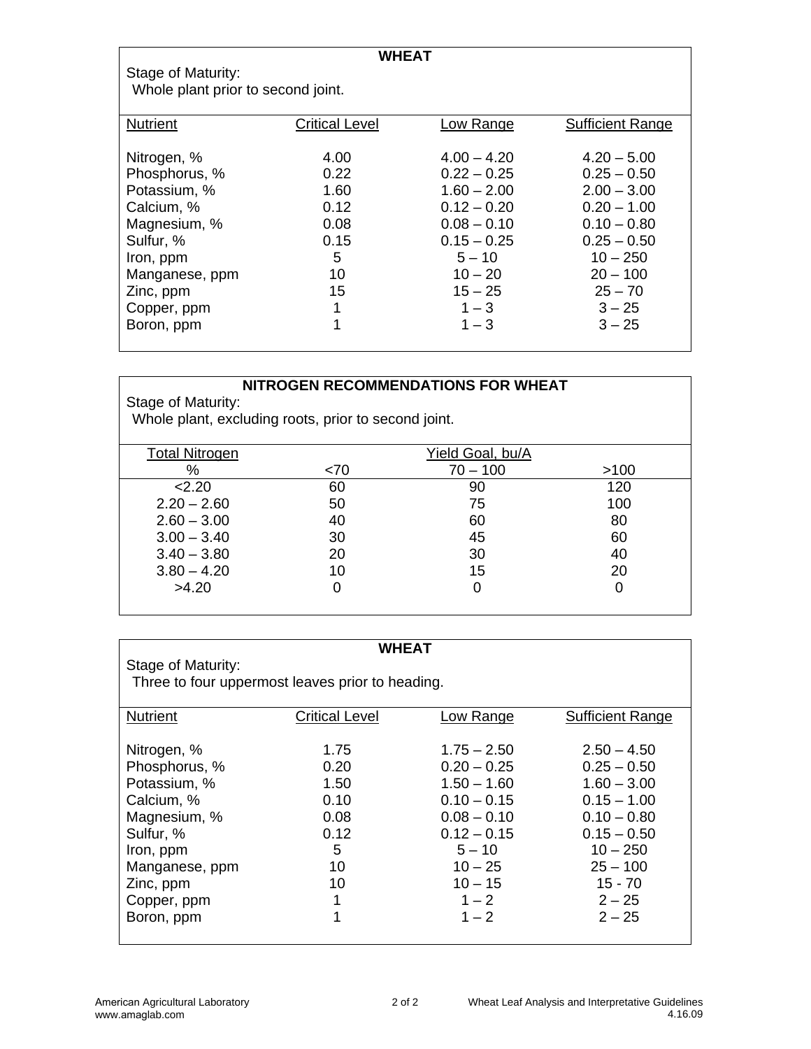## WHEAT

Stage of Maturity:
Whole plant prior to second joint.

| Nutrient | Critical Level | Low Range | Sufficient Range |
|---|---|---|---|
| Nitrogen, % | 4.00 | 4.00 – 4.20 | 4.20 – 5.00 |
| Phosphorus, % | 0.22 | 0.22 – 0.25 | 0.25 – 0.50 |
| Potassium, % | 1.60 | 1.60 – 2.00 | 2.00 – 3.00 |
| Calcium, % | 0.12 | 0.12 – 0.20 | 0.20 – 1.00 |
| Magnesium, % | 0.08 | 0.08 – 0.10 | 0.10 – 0.80 |
| Sulfur, % | 0.15 | 0.15 – 0.25 | 0.25 – 0.50 |
| Iron, ppm | 5 | 5 – 10 | 10 – 250 |
| Manganese, ppm | 10 | 10 – 20 | 20 – 100 |
| Zinc, ppm | 15 | 15 – 25 | 25 – 70 |
| Copper, ppm | 1 | 1 – 3 | 3 – 25 |
| Boron, ppm | 1 | 1 – 3 | 3 – 25 |

## NITROGEN RECOMMENDATIONS FOR WHEAT

Stage of Maturity:
Whole plant, excluding roots, prior to second joint.

| Total Nitrogen | Yield Goal, bu/A | | |
|---|---|---|---|
| % | <70 | 70 – 100 | >100 |
| <2.20 | 60 | 90 | 120 |
| 2.20 – 2.60 | 50 | 75 | 100 |
| 2.60 – 3.00 | 40 | 60 | 80 |
| 3.00 – 3.40 | 30 | 45 | 60 |
| 3.40 – 3.80 | 20 | 30 | 40 |
| 3.80 – 4.20 | 10 | 15 | 20 |
| >4.20 | 0 | 0 | 0 |

## WHEAT

Stage of Maturity:
Three to four uppermost leaves prior to heading.

| Nutrient | Critical Level | Low Range | Sufficient Range |
|---|---|---|---|
| Nitrogen, % | 1.75 | 1.75 – 2.50 | 2.50 – 4.50 |
| Phosphorus, % | 0.20 | 0.20 – 0.25 | 0.25 – 0.50 |
| Potassium, % | 1.50 | 1.50 – 1.60 | 1.60 – 3.00 |
| Calcium, % | 0.10 | 0.10 – 0.15 | 0.15 – 1.00 |
| Magnesium, % | 0.08 | 0.08 – 0.10 | 0.10 – 0.80 |
| Sulfur, % | 0.12 | 0.12 – 0.15 | 0.15 – 0.50 |
| Iron, ppm | 5 | 5 – 10 | 10 – 250 |
| Manganese, ppm | 10 | 10 – 25 | 25 – 100 |
| Zinc, ppm | 10 | 10 – 15 | 15 - 70 |
| Copper, ppm | 1 | 1 – 2 | 2 – 25 |
| Boron, ppm | 1 | 1 – 2 | 2 – 25 |